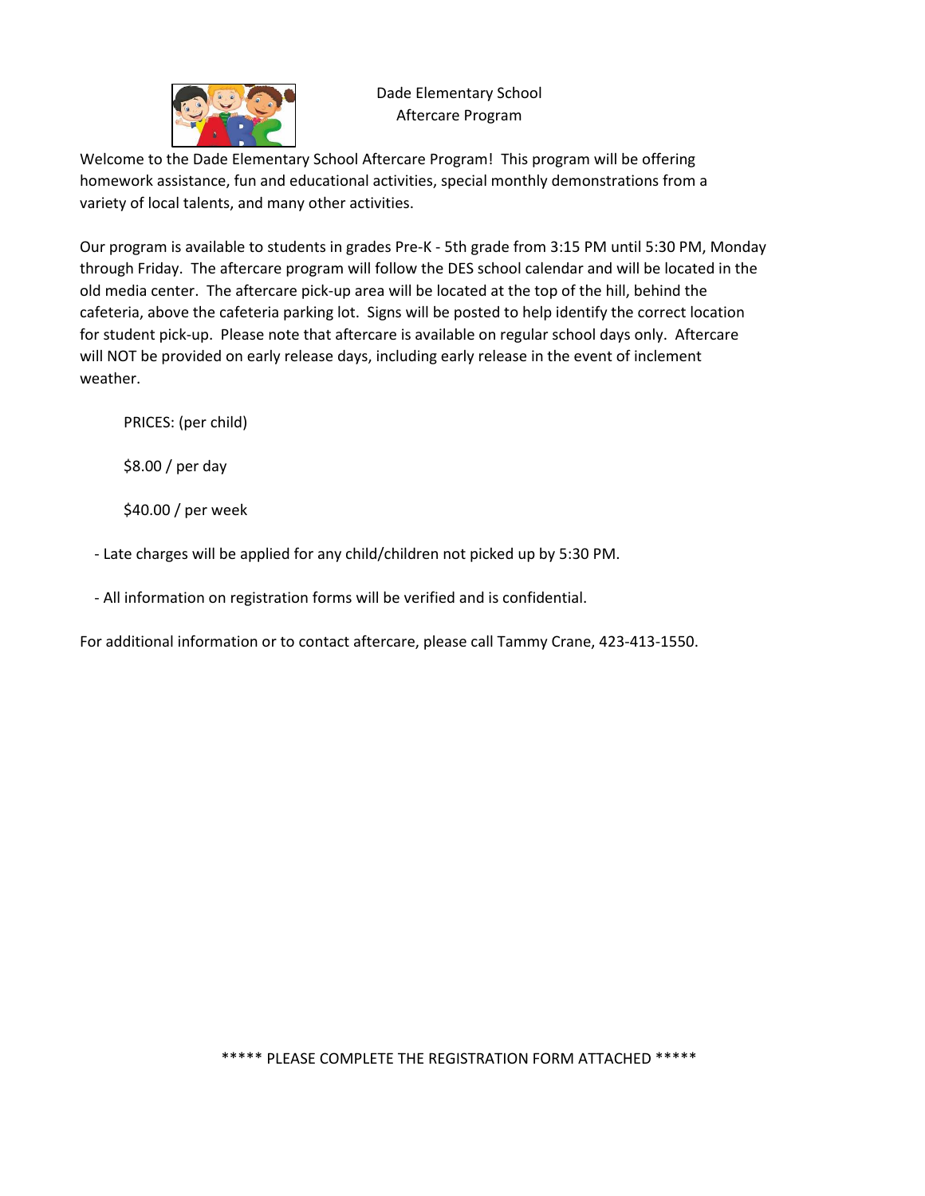# Dade Elementary School
## Aftercare Program

Welcome to the Dade Elementary School Aftercare Program! This program will be offering homework assistance, fun and educational activities, special monthly demonstrations from a variety of local talents, and many other activities.

Our program is available to students in grades Pre-K - 5th grade from 3:15 PM until 5:30 PM, Monday through Friday. The aftercare program will follow the DES school calendar and will be located in the old media center. The aftercare pick-up area will be located at the top of the hill, behind the cafeteria, above the cafeteria parking lot. Signs will be posted to help identify the correct location for student pick-up. Please note that aftercare is available on regular school days only. Aftercare will NOT be provided on early release days, including early release in the event of inclement weather.

PRICES: (per child)

$8.00 / per day

$40.00 / per week

- Late charges will be applied for any child/children not picked up by 5:30 PM.
- All information on registration forms will be verified and is confidential.

For additional information or to contact aftercare, please call Tammy Crane, 423-413-1550.

***** PLEASE COMPLETE THE REGISTRATION FORM ATTACHED *****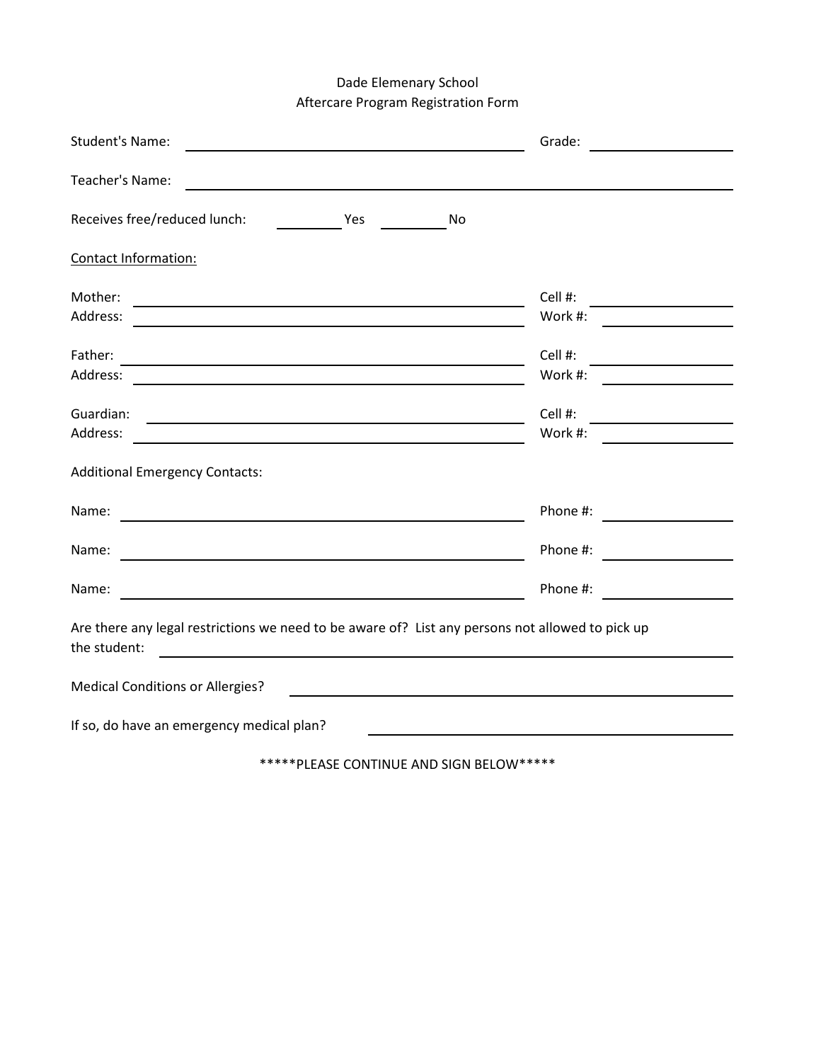Dade Elemenary School
Aftercare Program Registration Form

Student's Name: ______________________________ Grade: ____________

Teacher's Name: ______________________________

Receives free/reduced lunch: ________ Yes ________ No

<u>Contact Information:</u>

Mother: ______________________________ Cell #: ____________
Address: ______________________________ Work #: ____________

Father: ______________________________ Cell #: ____________
Address: ______________________________ Work #: ____________

Guardian: ______________________________ Cell #: ____________
Address: ______________________________ Work #: ____________

Additional Emergency Contacts:

Name: ______________________________ Phone #: ____________

Name: ______________________________ Phone #: ____________

Name: ______________________________ Phone #: ____________

Are there any legal restrictions we need to be aware of? List any persons not allowed to pick up the student: ______________________________

Medical Conditions or Allergies? ______________________________

If so, do have an emergency medical plan? ______________________________

*****PLEASE CONTINUE AND SIGN BELOW*****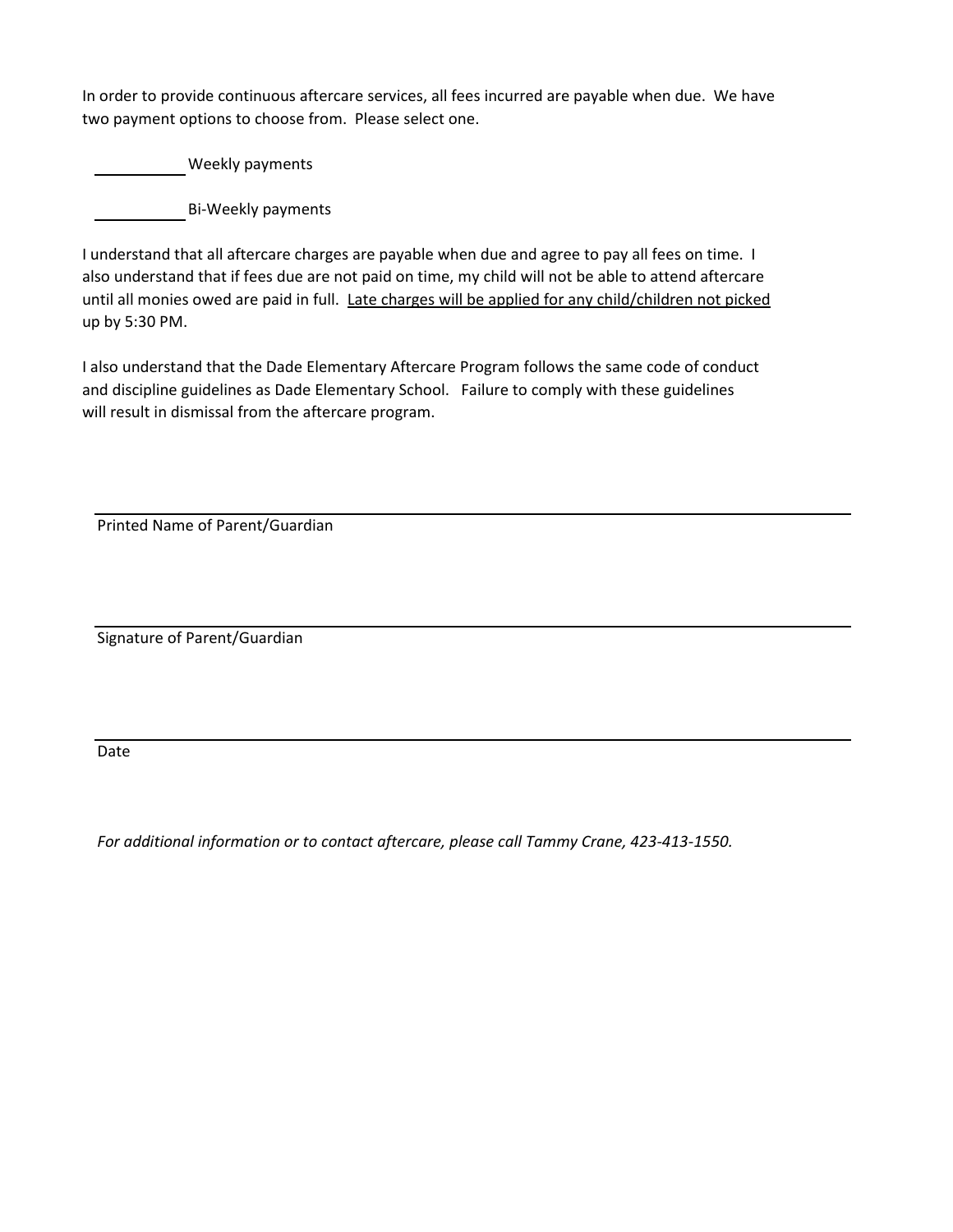In order to provide continuous aftercare services, all fees incurred are payable when due. We have two payment options to choose from. Please select one.

__________ Weekly payments

__________ Bi-Weekly payments

I understand that all aftercare charges are payable when due and agree to pay all fees on time. I also understand that if fees due are not paid on time, my child will not be able to attend aftercare until all monies owed are paid in full. <u>Late charges will be applied for any child/children not picked</u> up by 5:30 PM.

I also understand that the Dade Elementary Aftercare Program follows the same code of conduct and discipline guidelines as Dade Elementary School. Failure to comply with these guidelines will result in dismissal from the aftercare program.

______________________________________________________________________

Printed Name of Parent/Guardian

______________________________________________________________________

Signature of Parent/Guardian

______________________________________________________________________

Date

*For additional information or to contact aftercare, please call Tammy Crane, 423-413-1550.*